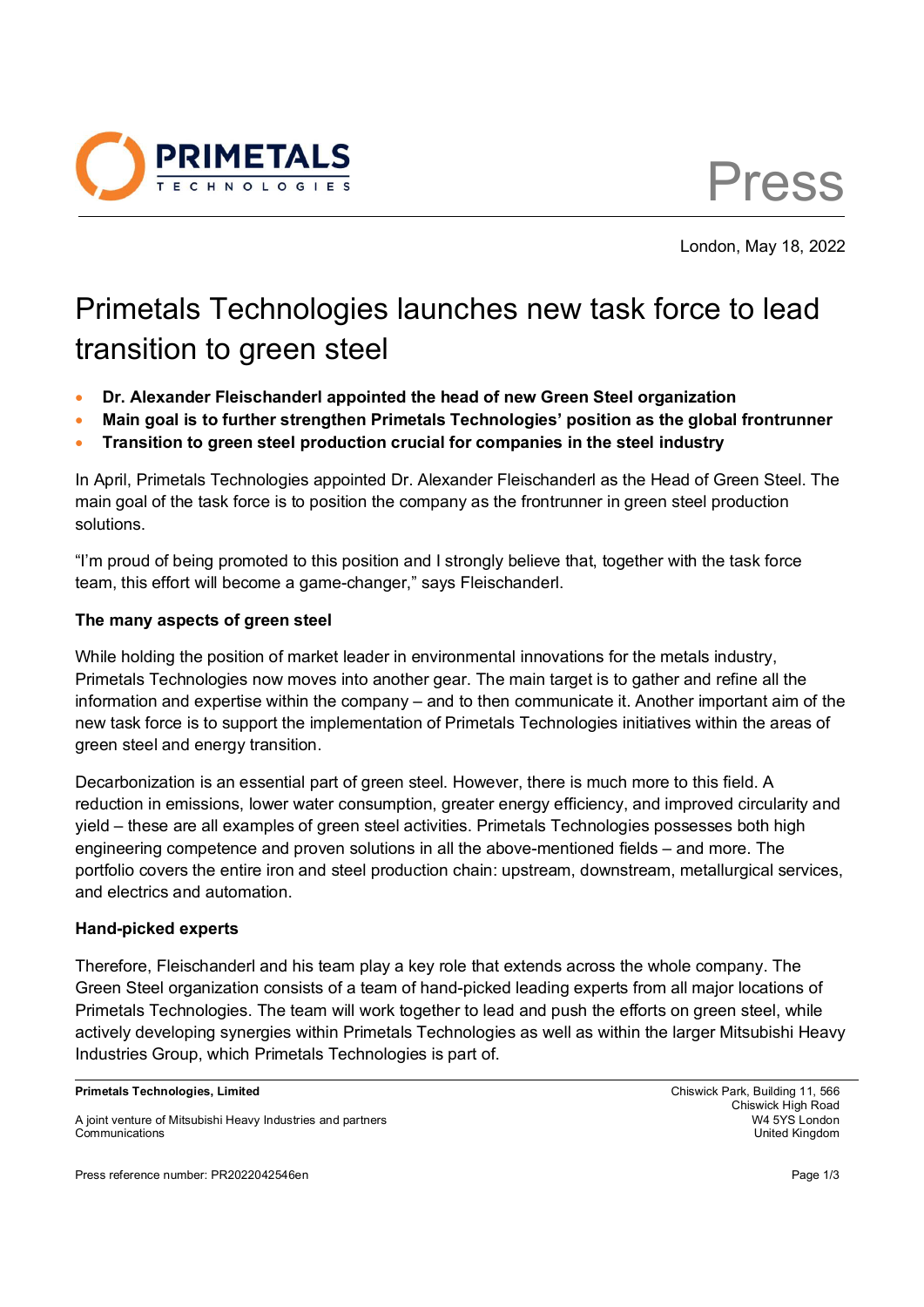Press

London, May 18, 2022

# Primetals Technologies launches new task force to lead transition to green steel

- **Dr. Alexander Fleischanderl appointed the head of new Green Steel organization**
- **Main goal is to further strengthen Primetals Technologies' position as the global frontrunner**
- **Transition to green steel production crucial for companies in the steel industry**

In April, Primetals Technologies appointed Dr. Alexander Fleischanderl as the Head of Green Steel. The main goal of the task force is to position the company as the frontrunner in green steel production solutions.

"I'm proud of being promoted to this position and I strongly believe that, together with the task force team, this effort will become a game-changer," says Fleischanderl.

**The many aspects of green steel**

While holding the position of market leader in environmental innovations for the metals industry, Primetals Technologies now moves into another gear. The main target is to gather and refine all the information and expertise within the company – and to then communicate it. Another important aim of the new task force is to support the implementation of Primetals Technologies initiatives within the areas of green steel and energy transition.

Decarbonization is an essential part of green steel. However, there is much more to this field. A reduction in emissions, lower water consumption, greater energy efficiency, and improved circularity and yield – these are all examples of green steel activities. Primetals Technologies possesses both high engineering competence and proven solutions in all the above-mentioned fields – and more. The portfolio covers the entire iron and steel production chain: upstream, downstream, metallurgical services, and electrics and automation.

**Hand-picked experts**

Therefore, Fleischanderl and his team play a key role that extends across the whole company. The Green Steel organization consists of a team of hand-picked leading experts from all major locations of Primetals Technologies. The team will work together to lead and push the efforts on green steel, while actively developing synergies within Primetals Technologies as well as within the larger Mitsubishi Heavy Industries Group, which Primetals Technologies is part of.

**Primetals Technologies, Limited**

A joint venture of Mitsubishi Heavy Industries and partners
Communications

Chiswick Park, Building 11, 566
Chiswick High Road
W4 5YS London
United Kingdom

Press reference number: PR2022042546en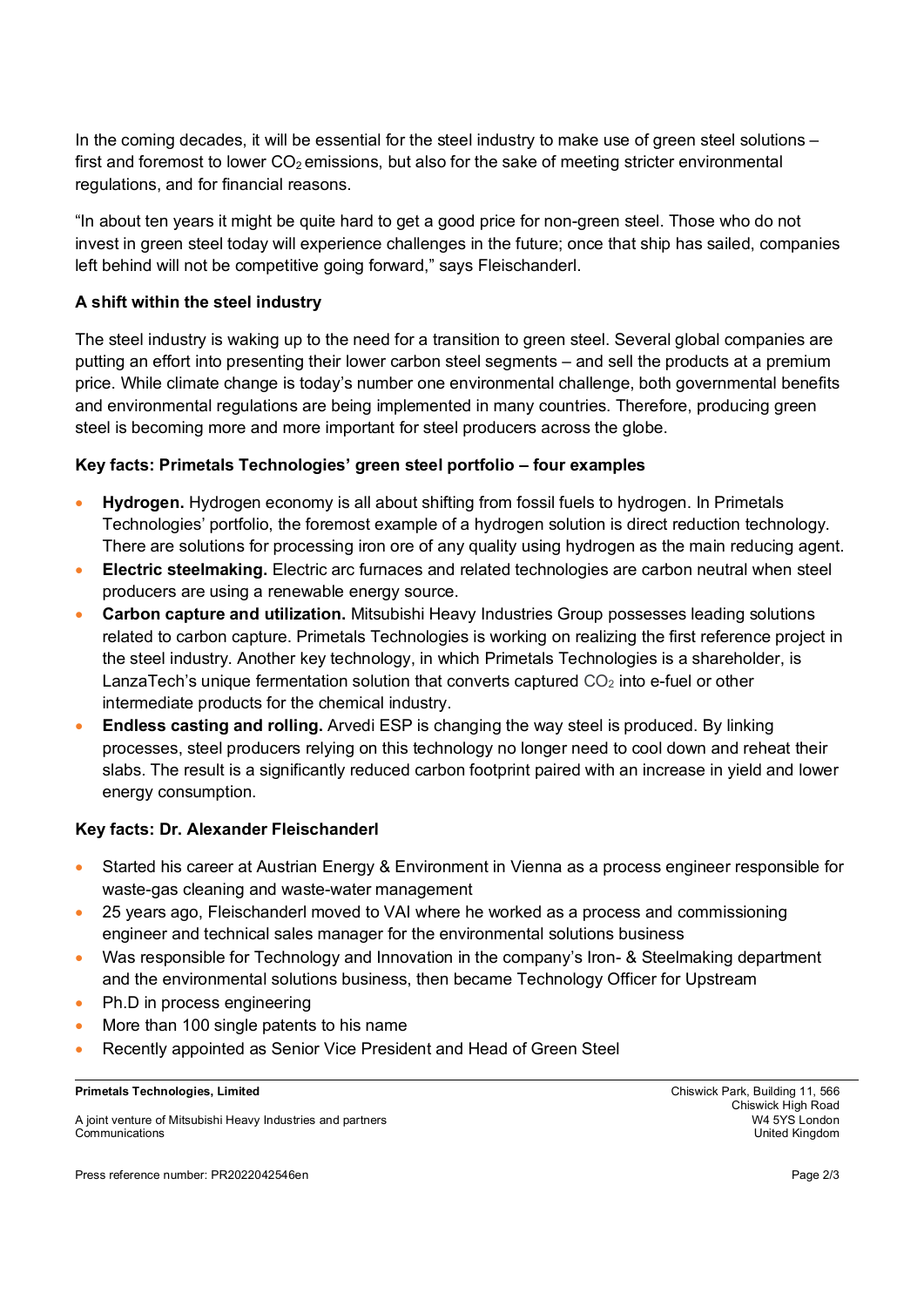In the coming decades, it will be essential for the steel industry to make use of green steel solutions – first and foremost to lower $CO_2$ emissions, but also for the sake of meeting stricter environmental regulations, and for financial reasons.

"In about ten years it might be quite hard to get a good price for non-green steel. Those who do not invest in green steel today will experience challenges in the future; once that ship has sailed, companies left behind will not be competitive going forward," says Fleischanderl.

**A shift within the steel industry**

The steel industry is waking up to the need for a transition to green steel. Several global companies are putting an effort into presenting their lower carbon steel segments – and sell the products at a premium price. While climate change is today's number one environmental challenge, both governmental benefits and environmental regulations are being implemented in many countries. Therefore, producing green steel is becoming more and more important for steel producers across the globe.

**Key facts: Primetals Technologies' green steel portfolio – four examples**

- **Hydrogen.** Hydrogen economy is all about shifting from fossil fuels to hydrogen. In Primetals Technologies' portfolio, the foremost example of a hydrogen solution is direct reduction technology. There are solutions for processing iron ore of any quality using hydrogen as the main reducing agent.
- **Electric steelmaking.** Electric arc furnaces and related technologies are carbon neutral when steel producers are using a renewable energy source.
- **Carbon capture and utilization.** Mitsubishi Heavy Industries Group possesses leading solutions related to carbon capture. Primetals Technologies is working on realizing the first reference project in the steel industry. Another key technology, in which Primetals Technologies is a shareholder, is LanzaTech's unique fermentation solution that converts captured $CO_2$ into e-fuel or other intermediate products for the chemical industry.
- **Endless casting and rolling.** Arvedi ESP is changing the way steel is produced. By linking processes, steel producers relying on this technology no longer need to cool down and reheat their slabs. The result is a significantly reduced carbon footprint paired with an increase in yield and lower energy consumption.

**Key facts: Dr. Alexander Fleischanderl**

- Started his career at Austrian Energy & Environment in Vienna as a process engineer responsible for waste-gas cleaning and waste-water management
- 25 years ago, Fleischanderl moved to VAI where he worked as a process and commissioning engineer and technical sales manager for the environmental solutions business
- Was responsible for Technology and Innovation in the company's Iron- & Steelmaking department and the environmental solutions business, then became Technology Officer for Upstream
- Ph.D in process engineering
- More than 100 single patents to his name
- Recently appointed as Senior Vice President and Head of Green Steel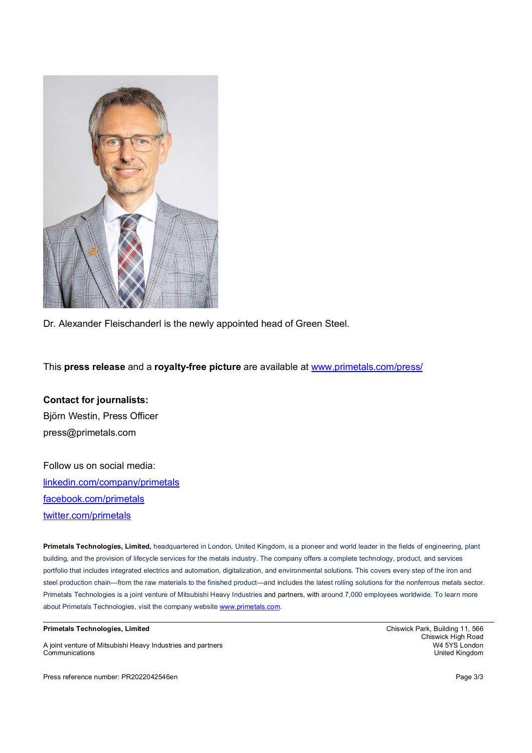Dr. Alexander Fleischanderl is the newly appointed head of Green Steel.

This **press release** and a **royalty-free picture** are available at [www.primetals.com/press/](http://www.primetals.com/press/)

**Contact for journalists:**
Björn Westin, Press Officer
press@primetals.com

Follow us on social media:
[linkedin.com/company/primetals](https://linkedin.com/company/primetals)
[facebook.com/primetals](https://facebook.com/primetals)
[twitter.com/primetals](https://twitter.com/primetals)

**Primetals Technologies, Limited,** headquartered in London, United Kingdom, is a pioneer and world leader in the fields of engineering, plant building, and the provision of lifecycle services for the metals industry. The company offers a complete technology, product, and services portfolio that includes integrated electrics and automation, digitalization, and environmental solutions. This covers every step of the iron and steel production chain—from the raw materials to the finished product—and includes the latest rolling solutions for the nonferrous metals sector. Primetals Technologies is a joint venture of Mitsubishi Heavy Industries and partners, with around 7,000 employees worldwide. To learn more about Primetals Technologies, visit the company website [www.primetals.com](http://www.primetals.com).

**Primetals Technologies, Limited**

A joint venture of Mitsubishi Heavy Industries and partners
Communications

Chiswick Park, Building 11, 566
Chiswick High Road
W4 5YS London
United Kingdom

Press reference number: PR2022042546en